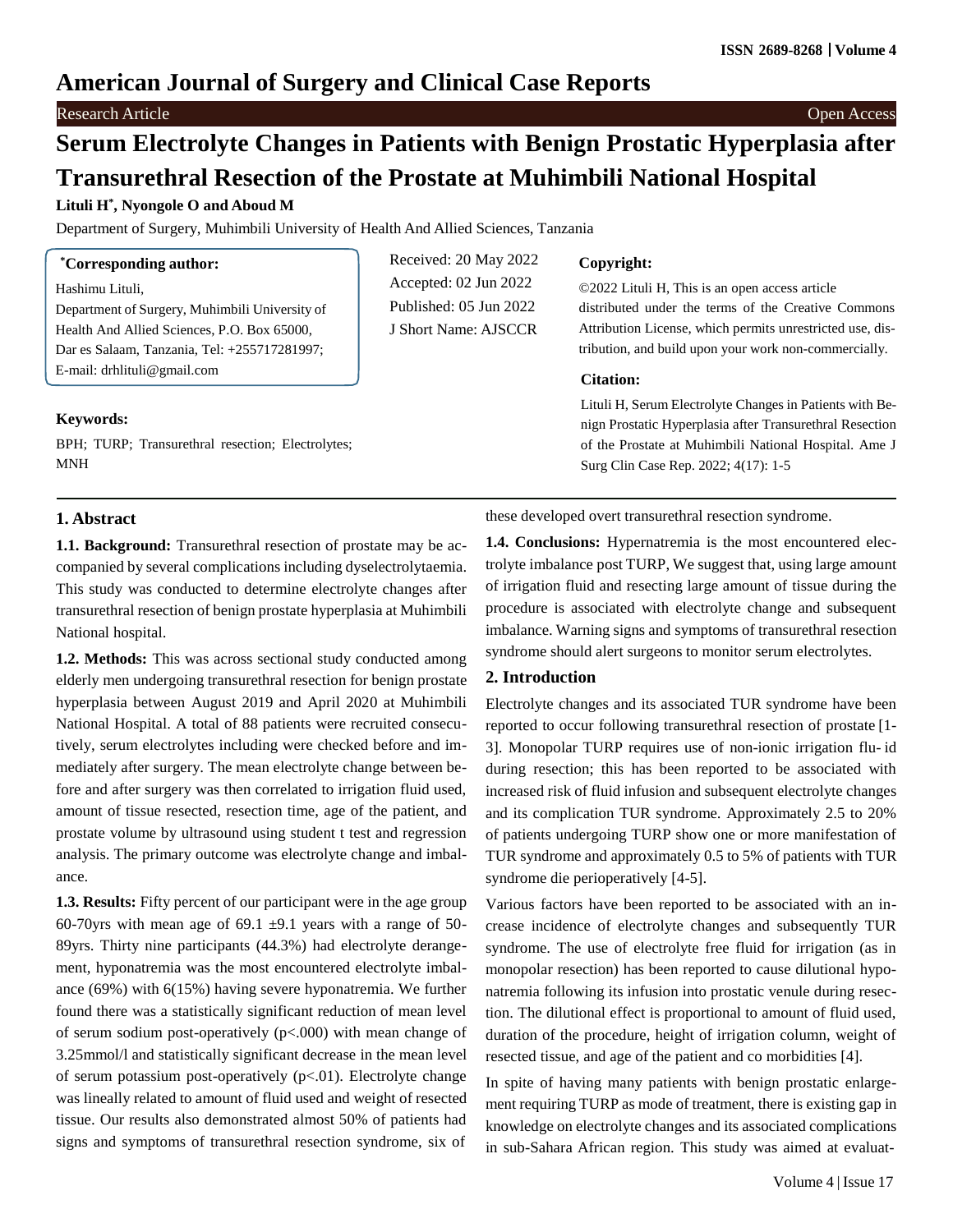# American Journal of Surgery and Clinical Case Reports

Research Article Open Access

# Serum Electrolyte Changes in Patients with Benign Prostatic Hyperplasia after Transurethral Resection of the Prostate at Muhimbili National Hospital

**Lituli H*, Nyongole O and Aboud M**

Department of Surgery, Muhimbili University of Health And Allied Sciences, Tanzania

**\*Corresponding author:**

Hashimu Lituli,
Department of Surgery, Muhimbili University of Health And Allied Sciences, P.O. Box 65000, Dar es Salaam, Tanzania, Tel: +255717281997;
E-mail: drhlituli@gmail.com

Received: 20 May 2022
Accepted: 02 Jun 2022
Published: 05 Jun 2022
J Short Name: AJSCCR

**Copyright:**

©2022 Lituli H, This is an open access article distributed under the terms of the Creative Commons Attribution License, which permits unrestricted use, distribution, and build upon your work non-commercially.

**Citation:**

Lituli H, Serum Electrolyte Changes in Patients with Benign Prostatic Hyperplasia after Transurethral Resection of the Prostate at Muhimbili National Hospital. Ame J Surg Clin Case Rep. 2022; 4(17): 1-5

**Keywords:**

BPH; TURP; Transurethral resection; Electrolytes; MNH

## 1. Abstract

**1.1. Background:** Transurethral resection of prostate may be accompanied by several complications including dyselectrolytaemia. This study was conducted to determine electrolyte changes after transurethral resection of benign prostate hyperplasia at Muhimbili National hospital.

**1.2. Methods:** This was across sectional study conducted among elderly men undergoing transurethral resection for benign prostate hyperplasia between August 2019 and April 2020 at Muhimbili National Hospital. A total of 88 patients were recruited consecutively, serum electrolytes including were checked before and immediately after surgery. The mean electrolyte change between before and after surgery was then correlated to irrigation fluid used, amount of tissue resected, resection time, age of the patient, and prostate volume by ultrasound using student t test and regression analysis. The primary outcome was electrolyte change and imbalance.

**1.3. Results:** Fifty percent of our participant were in the age group 60-70yrs with mean age of 69.1 ±9.1 years with a range of 50-89yrs. Thirty nine participants (44.3%) had electrolyte derangement, hyponatremia was the most encountered electrolyte imbalance (69%) with 6(15%) having severe hyponatremia. We further found there was a statistically significant reduction of mean level of serum sodium post-operatively ($p<.000$) with mean change of 3.25mmol/l and statistically significant decrease in the mean level of serum potassium post-operatively ($p<.01$). Electrolyte change was lineally related to amount of fluid used and weight of resected tissue. Our results also demonstrated almost 50% of patients had signs and symptoms of transurethral resection syndrome, six of these developed overt transurethral resection syndrome.

**1.4. Conclusions:** Hypernatremia is the most encountered electrolyte imbalance post TURP, We suggest that, using large amount of irrigation fluid and resecting large amount of tissue during the procedure is associated with electrolyte change and subsequent imbalance. Warning signs and symptoms of transurethral resection syndrome should alert surgeons to monitor serum electrolytes.

## 2. Introduction

Electrolyte changes and its associated TUR syndrome have been reported to occur following transurethral resection of prostate [1-3]. Monopolar TURP requires use of non-ionic irrigation flu- id during resection; this has been reported to be associated with increased risk of fluid infusion and subsequent electrolyte changes and its complication TUR syndrome. Approximately 2.5 to 20% of patients undergoing TURP show one or more manifestation of TUR syndrome and approximately 0.5 to 5% of patients with TUR syndrome die perioperatively [4-5].

Various factors have been reported to be associated with an increase incidence of electrolyte changes and subsequently TUR syndrome. The use of electrolyte free fluid for irrigation (as in monopolar resection) has been reported to cause dilutional hyponatremia following its infusion into prostatic venule during resection. The dilutional effect is proportional to amount of fluid used, duration of the procedure, height of irrigation column, weight of resected tissue, and age of the patient and co morbidities [4].

In spite of having many patients with benign prostatic enlargement requiring TURP as mode of treatment, there is existing gap in knowledge on electrolyte changes and its associated complications in sub-Sahara African region. This study was aimed at evaluat-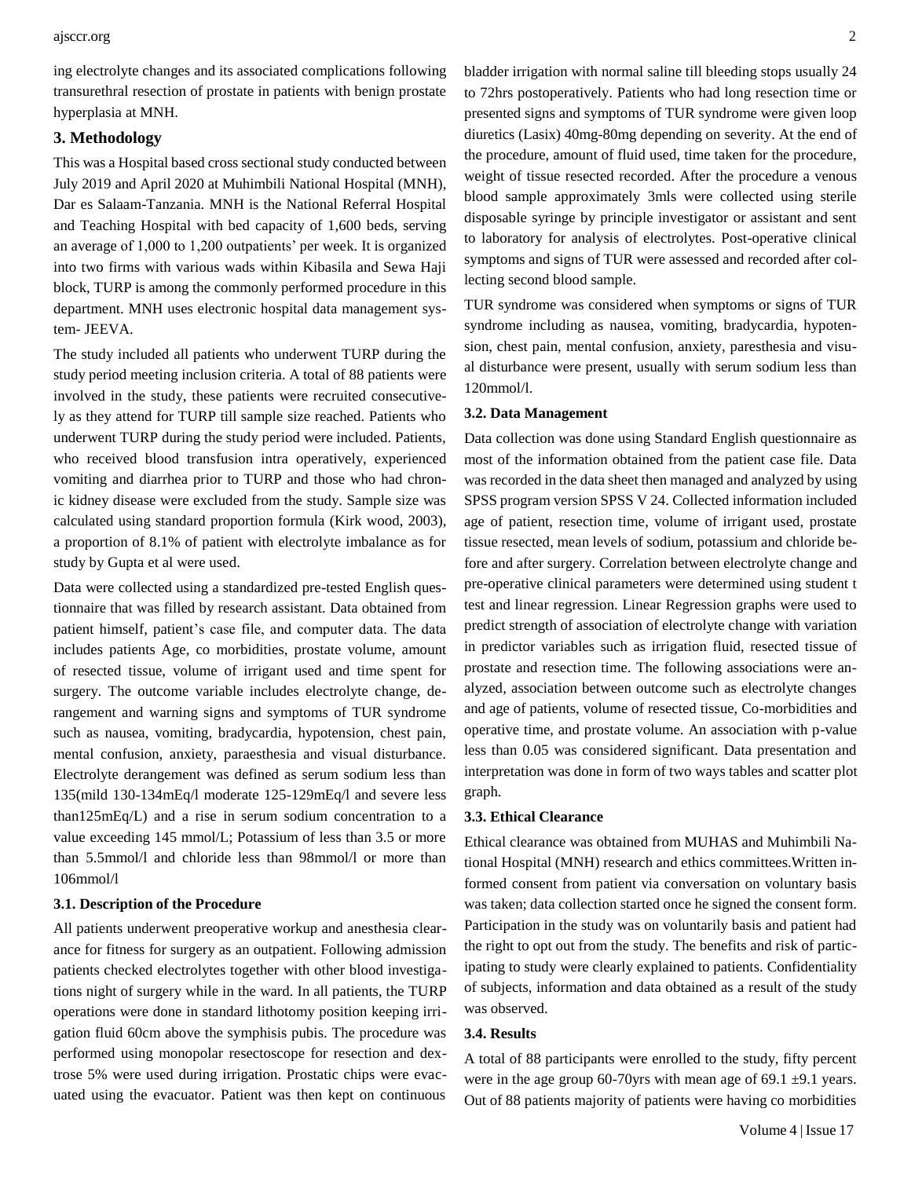ing electrolyte changes and its associated complications following transurethral resection of prostate in patients with benign prostate hyperplasia at MNH.

## 3. Methodology

This was a Hospital based cross sectional study conducted between July 2019 and April 2020 at Muhimbili National Hospital (MNH), Dar es Salaam-Tanzania. MNH is the National Referral Hospital and Teaching Hospital with bed capacity of 1,600 beds, serving an average of 1,000 to 1,200 outpatients' per week. It is organized into two firms with various wads within Kibasila and Sewa Haji block, TURP is among the commonly performed procedure in this department. MNH uses electronic hospital data management system- JEEVA.

The study included all patients who underwent TURP during the study period meeting inclusion criteria. A total of 88 patients were involved in the study, these patients were recruited consecutively as they attend for TURP till sample size reached. Patients who underwent TURP during the study period were included. Patients, who received blood transfusion intra operatively, experienced vomiting and diarrhea prior to TURP and those who had chronic kidney disease were excluded from the study. Sample size was calculated using standard proportion formula (Kirk wood, 2003), a proportion of 8.1% of patient with electrolyte imbalance as for study by Gupta et al were used.

Data were collected using a standardized pre-tested English questionnaire that was filled by research assistant. Data obtained from patient himself, patient's case file, and computer data. The data includes patients Age, co morbidities, prostate volume, amount of resected tissue, volume of irrigant used and time spent for surgery. The outcome variable includes electrolyte change, derangement and warning signs and symptoms of TUR syndrome such as nausea, vomiting, bradycardia, hypotension, chest pain, mental confusion, anxiety, paraesthesia and visual disturbance. Electrolyte derangement was defined as serum sodium less than 135(mild 130-134mEq/l moderate 125-129mEq/l and severe less than125mEq/L) and a rise in serum sodium concentration to a value exceeding 145 mmol/L; Potassium of less than 3.5 or more than 5.5mmol/l and chloride less than 98mmol/l or more than 106mmol/l

### 3.1. Description of the Procedure

All patients underwent preoperative workup and anesthesia clearance for fitness for surgery as an outpatient. Following admission patients checked electrolytes together with other blood investigations night of surgery while in the ward. In all patients, the TURP operations were done in standard lithotomy position keeping irrigation fluid 60cm above the symphisis pubis. The procedure was performed using monopolar resectoscope for resection and dextrose 5% were used during irrigation. Prostatic chips were evacuated using the evacuator. Patient was then kept on continuous bladder irrigation with normal saline till bleeding stops usually 24 to 72hrs postoperatively. Patients who had long resection time or presented signs and symptoms of TUR syndrome were given loop diuretics (Lasix) 40mg-80mg depending on severity. At the end of the procedure, amount of fluid used, time taken for the procedure, weight of tissue resected recorded. After the procedure a venous blood sample approximately 3mls were collected using sterile disposable syringe by principle investigator or assistant and sent to laboratory for analysis of electrolytes. Post-operative clinical symptoms and signs of TUR were assessed and recorded after collecting second blood sample.

TUR syndrome was considered when symptoms or signs of TUR syndrome including as nausea, vomiting, bradycardia, hypotension, chest pain, mental confusion, anxiety, paresthesia and visual disturbance were present, usually with serum sodium less than 120mmol/l.

### 3.2. Data Management

Data collection was done using Standard English questionnaire as most of the information obtained from the patient case file. Data was recorded in the data sheet then managed and analyzed by using SPSS program version SPSS V 24. Collected information included age of patient, resection time, volume of irrigant used, prostate tissue resected, mean levels of sodium, potassium and chloride before and after surgery. Correlation between electrolyte change and pre-operative clinical parameters were determined using student t test and linear regression. Linear Regression graphs were used to predict strength of association of electrolyte change with variation in predictor variables such as irrigation fluid, resected tissue of prostate and resection time. The following associations were analyzed, association between outcome such as electrolyte changes and age of patients, volume of resected tissue, Co-morbidities and operative time, and prostate volume. An association with p-value less than 0.05 was considered significant. Data presentation and interpretation was done in form of two ways tables and scatter plot graph.

### 3.3. Ethical Clearance

Ethical clearance was obtained from MUHAS and Muhimbili National Hospital (MNH) research and ethics committees.Written informed consent from patient via conversation on voluntary basis was taken; data collection started once he signed the consent form. Participation in the study was on voluntarily basis and patient had the right to opt out from the study. The benefits and risk of participating to study were clearly explained to patients. Confidentiality of subjects, information and data obtained as a result of the study was observed.

### 3.4. Results

A total of 88 participants were enrolled to the study, fifty percent were in the age group 60-70yrs with mean age of 69.1 ±9.1 years. Out of 88 patients majority of patients were having co morbidities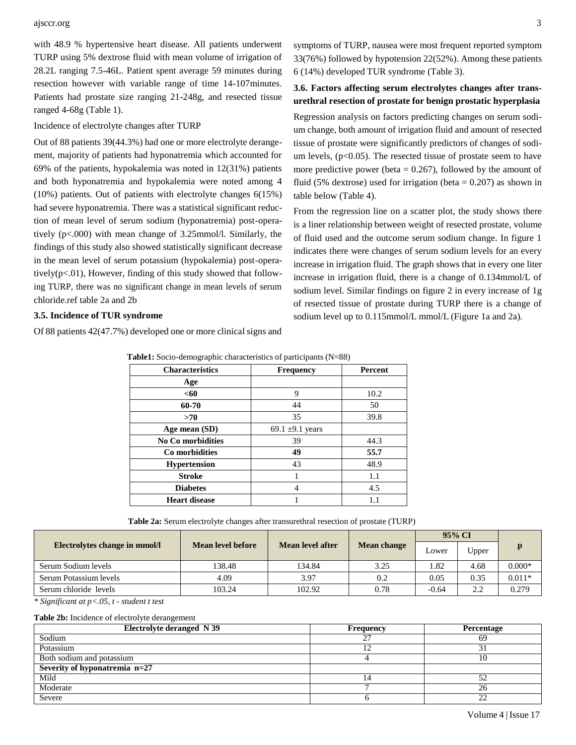with 48.9 % hypertensive heart disease. All patients underwent TURP using 5% dextrose fluid with mean volume of irrigation of 28.2L ranging 7.5-46L. Patient spent average 59 minutes during resection however with variable range of time 14-107minutes. Patients had prostate size ranging 21-248g, and resected tissue ranged 4-68g (Table 1).

Incidence of electrolyte changes after TURP

Out of 88 patients 39(44.3%) had one or more electrolyte derangement, majority of patients had hyponatremia which accounted for 69% of the patients, hypokalemia was noted in 12(31%) patients and both hyponatremia and hypokalemia were noted among 4 (10%) patients. Out of patients with electrolyte changes 6(15%) had severe hyponatremia. There was a statistical significant reduction of mean level of serum sodium (hyponatremia) post-operatively ($p<.000$) with mean change of 3.25mmol/l. Similarly, the findings of this study also showed statistically significant decrease in the mean level of serum potassium (hypokalemia) post-operatively($p<.01$), However, finding of this study showed that following TURP, there was no significant change in mean levels of serum chloride.ref table 2a and 2b

### 3.5. Incidence of TUR syndrome

Of 88 patients 42(47.7%) developed one or more clinical signs and symptoms of TURP, nausea were most frequent reported symptom 33(76%) followed by hypotension 22(52%). Among these patients 6 (14%) developed TUR syndrome (Table 3).

### 3.6. Factors affecting serum electrolytes changes after trans-urethral resection of prostate for benign prostatic hyperplasia

Regression analysis on factors predicting changes on serum sodium change, both amount of irrigation fluid and amount of resected tissue of prostate were significantly predictors of changes of sodium levels, ($p<0.05$). The resected tissue of prostate seem to have more predictive power (beta = 0.267), followed by the amount of fluid (5% dextrose) used for irrigation (beta = 0.207) as shown in table below (Table 4).

From the regression line on a scatter plot, the study shows there is a liner relationship between weight of resected prostate, volume of fluid used and the outcome serum sodium change. In figure 1 indicates there were changes of serum sodium levels for an every increase in irrigation fluid. The graph shows that in every one liter increase in irrigation fluid, there is a change of 0.134mmol/L of sodium level. Similar findings on figure 2 in every increase of 1g of resected tissue of prostate during TURP there is a change of sodium level up to 0.115mmol/L mmol/L (Figure 1a and 2a).

**Table1:** Socio-demographic characteristics of participants (N=88)

| Characteristics | Frequency | Percent |
|---|---|---|
| **Age** | | |
| **<60** | 9 | 10.2 |
| **60-70** | 44 | 50 |
| **>70** | 35 | 39.8 |
| **Age mean (SD)** | 69.1 ±9.1 years | |
| **No Co morbidities** | 39 | 44.3 |
| **Co morbidities** | **49** | **55.7** |
| **Hypertension** | 43 | 48.9 |
| **Stroke** | 1 | 1.1 |
| **Diabetes** | 4 | 4.5 |
| **Heart disease** | 1 | 1.1 |

**Table 2a:** Serum electrolyte changes after transurethral resection of prostate (TURP)

| Electrolytes change in mmol/l | Mean level before | Mean level after | Mean change | 95% CI | | p |
|---|---|---|---|---|---|---|
| | | | | Lower | Upper | |
| Serum Sodium levels | 138.48 | 134.84 | 3.25 | 1.82 | 4.68 | 0.000* |
| Serum Potassium levels | 4.09 | 3.97 | 0.2 | 0.05 | 0.35 | 0.011* |
| Serum chloride levels | 103.24 | 102.92 | 0.78 | -0.64 | 2.2 | 0.279 |

*\* Significant at p<.05, t - student t test*

**Table 2b:** Incidence of electrolyte derangement

| Electrolyte deranged N 39 | Frequency | Percentage |
|---|---|---|
| Sodium | 27 | 69 |
| Potassium | 12 | 31 |
| Both sodium and potassium | 4 | 10 |
| **Severity of hyponatremia n=27** | | |
| Mild | 14 | 52 |
| Moderate | 7 | 26 |
| Severe | 6 | 22 |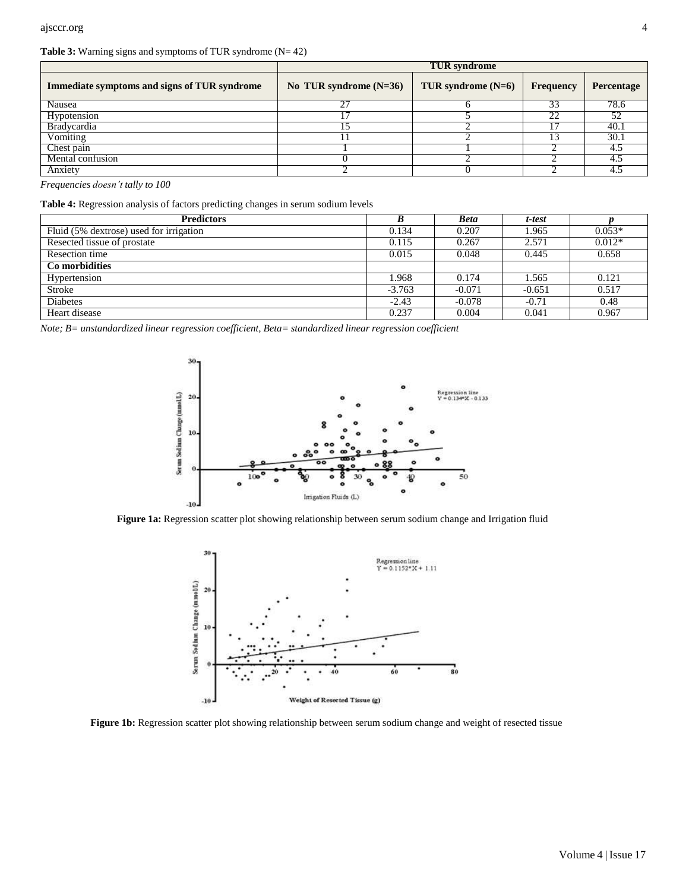**Table 3:** Warning signs and symptoms of TUR syndrome (N= 42)

| Immediate symptoms and signs of TUR syndrome | TUR syndrome | | | |
|---|---|---|---|---|
| | No TUR syndrome (N=36) | TUR syndrome (N=6) | Frequency | Percentage |
| Nausea | 27 | 6 | 33 | 78.6 |
| Hypotension | 17 | 5 | 22 | 52 |
| Bradycardia | 15 | 2 | 17 | 40.1 |
| Vomiting | 11 | 2 | 13 | 30.1 |
| Chest pain | 1 | 1 | 2 | 4.5 |
| Mental confusion | 0 | 2 | 2 | 4.5 |
| Anxiety | 2 | 0 | 2 | 4.5 |

*Frequencies doesn't tally to 100*

**Table 4:** Regression analysis of factors predicting changes in serum sodium levels

| Predictors | *B* | *Beta* | *t-test* | *p* |
|---|---|---|---|---|
| Fluid (5% dextrose) used for irrigation | 0.134 | 0.207 | 1.965 | 0.053* |
| Resected tissue of prostate | 0.115 | 0.267 | 2.571 | 0.012* |
| Resection time | 0.015 | 0.048 | 0.445 | 0.658 |
| **Co morbidities** | | | | |
| Hypertension | 1.968 | 0.174 | 1.565 | 0.121 |
| Stroke | -3.763 | -0.071 | -0.651 | 0.517 |
| Diabetes | -2.43 | -0.078 | -0.71 | 0.48 |
| Heart disease | 0.237 | 0.004 | 0.041 | 0.967 |

*Note; B= unstandardized linear regression coefficient, Beta= standardized linear regression coefficient*

**Figure 1a:** Regression scatter plot showing relationship between serum sodium change and Irrigation fluid

**Figure 1b:** Regression scatter plot showing relationship between serum sodium change and weight of resected tissue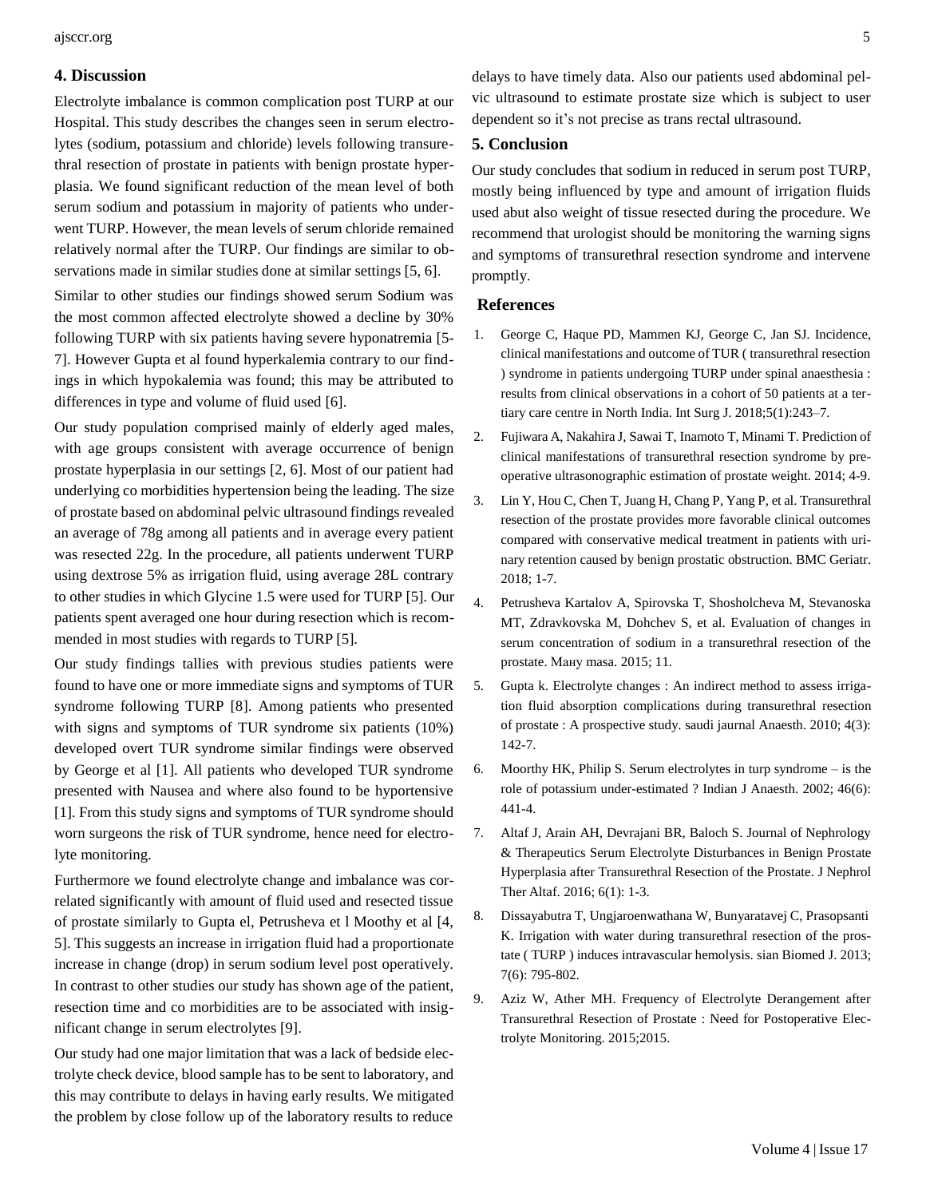## 4. Discussion

Electrolyte imbalance is common complication post TURP at our Hospital. This study describes the changes seen in serum electrolytes (sodium, potassium and chloride) levels following transurethral resection of prostate in patients with benign prostate hyperplasia. We found significant reduction of the mean level of both serum sodium and potassium in majority of patients who underwent TURP. However, the mean levels of serum chloride remained relatively normal after the TURP. Our findings are similar to observations made in similar studies done at similar settings [5, 6].

Similar to other studies our findings showed serum Sodium was the most common affected electrolyte showed a decline by 30% following TURP with six patients having severe hyponatremia [5-7]. However Gupta et al found hyperkalemia contrary to our findings in which hypokalemia was found; this may be attributed to differences in type and volume of fluid used [6].

Our study population comprised mainly of elderly aged males, with age groups consistent with average occurrence of benign prostate hyperplasia in our settings [2, 6]. Most of our patient had underlying co morbidities hypertension being the leading. The size of prostate based on abdominal pelvic ultrasound findings revealed an average of 78g among all patients and in average every patient was resected 22g. In the procedure, all patients underwent TURP using dextrose 5% as irrigation fluid, using average 28L contrary to other studies in which Glycine 1.5 were used for TURP [5]. Our patients spent averaged one hour during resection which is recommended in most studies with regards to TURP [5].

Our study findings tallies with previous studies patients were found to have one or more immediate signs and symptoms of TUR syndrome following TURP [8]. Among patients who presented with signs and symptoms of TUR syndrome six patients (10%) developed overt TUR syndrome similar findings were observed by George et al [1]. All patients who developed TUR syndrome presented with Nausea and where also found to be hyportensive [1]. From this study signs and symptoms of TUR syndrome should worn surgeons the risk of TUR syndrome, hence need for electrolyte monitoring.

Furthermore we found electrolyte change and imbalance was correlated significantly with amount of fluid used and resected tissue of prostate similarly to Gupta el, Petrusheva et l Moothy et al [4, 5]. This suggests an increase in irrigation fluid had a proportionate increase in change (drop) in serum sodium level post operatively. In contrast to other studies our study has shown age of the patient, resection time and co morbidities are to be associated with insignificant change in serum electrolytes [9].

Our study had one major limitation that was a lack of bedside electrolyte check device, blood sample has to be sent to laboratory, and this may contribute to delays in having early results. We mitigated the problem by close follow up of the laboratory results to reduce delays to have timely data. Also our patients used abdominal pelvic ultrasound to estimate prostate size which is subject to user dependent so it's not precise as trans rectal ultrasound.

## 5. Conclusion

Our study concludes that sodium in reduced in serum post TURP, mostly being influenced by type and amount of irrigation fluids used abut also weight of tissue resected during the procedure. We recommend that urologist should be monitoring the warning signs and symptoms of transurethral resection syndrome and intervene promptly.

## References

1. George C, Haque PD, Mammen KJ, George C, Jan SJ. Incidence, clinical manifestations and outcome of TUR ( transurethral resection ) syndrome in patients undergoing TURP under spinal anaesthesia : results from clinical observations in a cohort of 50 patients at a tertiary care centre in North India. Int Surg J. 2018;5(1):243–7.
2. Fujiwara A, Nakahira J, Sawai T, Inamoto T, Minami T. Prediction of clinical manifestations of transurethral resection syndrome by preoperative ultrasonographic estimation of prostate weight. 2014; 4-9.
3. Lin Y, Hou C, Chen T, Juang H, Chang P, Yang P, et al. Transurethral resection of the prostate provides more favorable clinical outcomes compared with conservative medical treatment in patients with urinary retention caused by benign prostatic obstruction. BMC Geriatr. 2018; 1-7.
4. Petrusheva Kartalov A, Spirovska T, Shosholcheva M, Stevanoska MT, Zdravkovska M, Dohchev S, et al. Evaluation of changes in serum concentration of sodium in a transurethral resection of the prostate. Маıу masa. 2015; 11.
5. Gupta k. Electrolyte changes : An indirect method to assess irrigation fluid absorption complications during transurethral resection of prostate : A prospective study. saudi jaurnal Anaesth. 2010; 4(3): 142-7.
6. Moorthy HK, Philip S. Serum electrolytes in turp syndrome – is the role of potassium under-estimated ? Indian J Anaesth. 2002; 46(6): 441-4.
7. Altaf J, Arain AH, Devrajani BR, Baloch S. Journal of Nephrology & Therapeutics Serum Electrolyte Disturbances in Benign Prostate Hyperplasia after Transurethral Resection of the Prostate. J Nephrol Ther Altaf. 2016; 6(1): 1-3.
8. Dissayabutra T, Ungjaroenwathana W, Bunyaratavej C, Prasopsanti K. Irrigation with water during transurethral resection of the prostate ( TURP ) induces intravascular hemolysis. sian Biomed J. 2013; 7(6): 795-802.
9. Aziz W, Ather MH. Frequency of Electrolyte Derangement after Transurethral Resection of Prostate : Need for Postoperative Electrolyte Monitoring. 2015;2015.